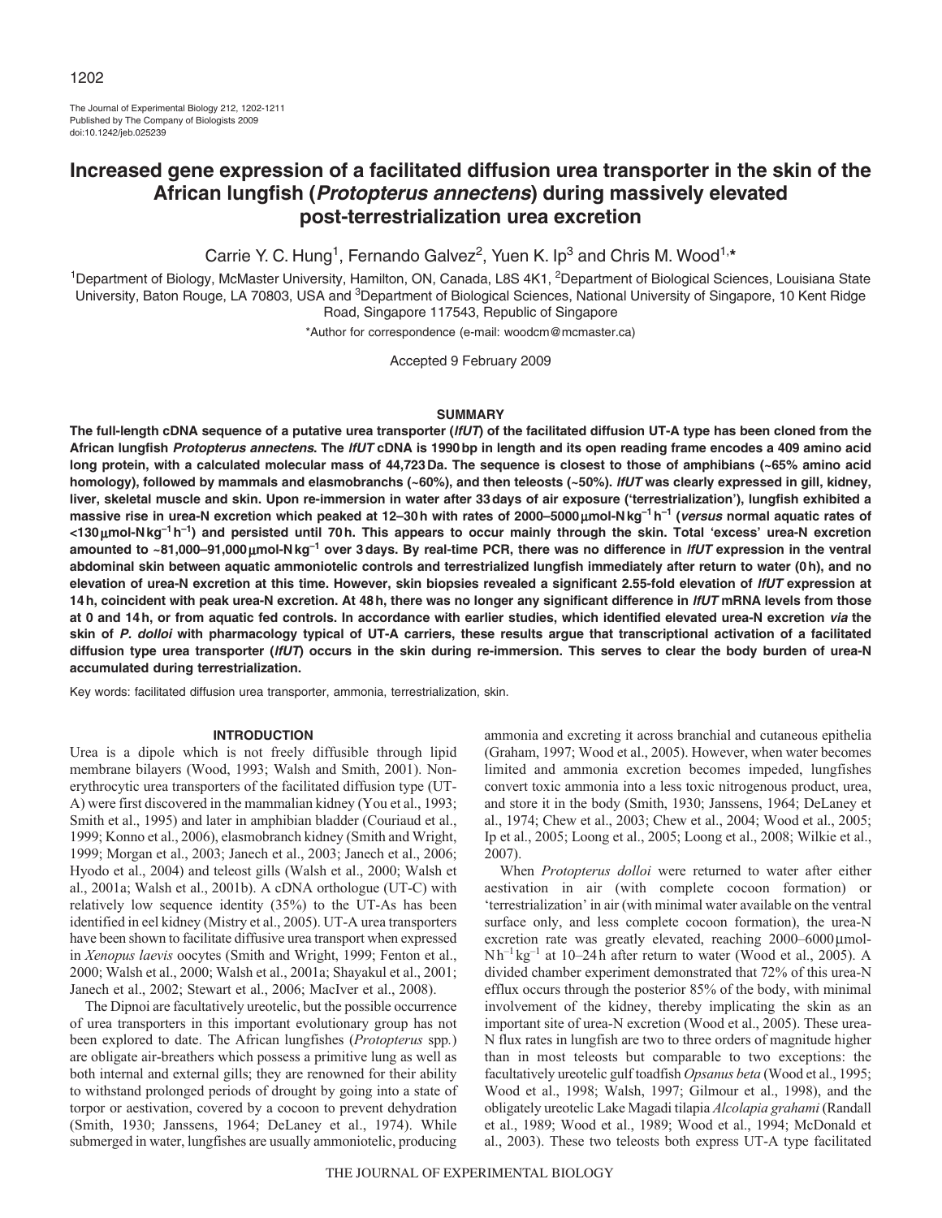# Increased gene expression of a facilitated diffusion urea transporter in the skin of the African lungfish (*Protopterus annectens*) during massively elevated post-terrestrialization urea excretion

Carrie Y. C. Hung[1], Fernando Galvez[2], Yuen K. Ip[3] and Chris M. Wood[1,*]

[1]Department of Biology, McMaster University, Hamilton, ON, Canada, L8S 4K1, [2]Department of Biological Sciences, Louisiana State University, Baton Rouge, LA 70803, USA and [3]Department of Biological Sciences, National University of Singapore, 10 Kent Ridge Road, Singapore 117543, Republic of Singapore

*Author for correspondence (e-mail: woodcm@mcmaster.ca)

Accepted 9 February 2009

## SUMMARY

**The full-length cDNA sequence of a putative urea transporter (*lfUT*) of the facilitated diffusion UT-A type has been cloned from the African lungfish *Protopterus annectens*. The *lfUT* cDNA is 1990 bp in length and its open reading frame encodes a 409 amino acid long protein, with a calculated molecular mass of 44,723 Da. The sequence is closest to those of amphibians (~65% amino acid homology), followed by mammals and elasmobranchs (~60%), and then teleosts (~50%). *lfUT* was clearly expressed in gill, kidney, liver, skeletal muscle and skin. Upon re-immersion in water after 33 days of air exposure ('terrestrialization'), lungfish exhibited a massive rise in urea-N excretion which peaked at 12–30 h with rates of 2000–5000 μmol-N kg$^{-1}$ h$^{-1}$ (*versus* normal aquatic rates of <130 μmol-N kg$^{-1}$ h$^{-1}$) and persisted until 70 h. This appears to occur mainly through the skin. Total 'excess' urea-N excretion amounted to ~81,000–91,000 μmol-N kg$^{-1}$ over 3 days. By real-time PCR, there was no difference in *lfUT* expression in the ventral abdominal skin between aquatic ammoniotelic controls and terrestrialized lungfish immediately after return to water (0 h), and no elevation of urea-N excretion at this time. However, skin biopsies revealed a significant 2.55-fold elevation of *lfUT* expression at 14 h, coincident with peak urea-N excretion. At 48 h, there was no longer any significant difference in *lfUT* mRNA levels from those at 0 and 14 h, or from aquatic fed controls. In accordance with earlier studies, which identified elevated urea-N excretion *via* the skin of *P. dolloi* with pharmacology typical of UT-A carriers, these results argue that transcriptional activation of a facilitated diffusion type urea transporter (*lfUT*) occurs in the skin during re-immersion. This serves to clear the body burden of urea-N accumulated during terrestrialization.**

Key words: facilitated diffusion urea transporter, ammonia, terrestrialization, skin.

## INTRODUCTION

Urea is a dipole which is not freely diffusible through lipid membrane bilayers (Wood, 1993; Walsh and Smith, 2001). Non-erythrocytic urea transporters of the facilitated diffusion type (UT-A) were first discovered in the mammalian kidney (You et al., 1993; Smith et al., 1995) and later in amphibian bladder (Couriaud et al., 1999; Konno et al., 2006), elasmobranch kidney (Smith and Wright, 1999; Morgan et al., 2003; Janech et al., 2003; Janech et al., 2006; Hyodo et al., 2004) and teleost gills (Walsh et al., 2000; Walsh et al., 2001a; Walsh et al., 2001b). A cDNA orthologue (UT-C) with relatively low sequence identity (35%) to the UT-As has been identified in eel kidney (Mistry et al., 2005). UT-A urea transporters have been shown to facilitate diffusive urea transport when expressed in *Xenopus laevis* oocytes (Smith and Wright, 1999; Fenton et al., 2000; Walsh et al., 2000; Walsh et al., 2001a; Shayakul et al., 2001; Janech et al., 2002; Stewart et al., 2006; MacIver et al., 2008).

The Dipnoi are facultatively ureotelic, but the possible occurrence of urea transporters in this important evolutionary group has not been explored to date. The African lungfishes (*Protopterus* spp.) are obligate air-breathers which possess a primitive lung as well as both internal and external gills; they are renowned for their ability to withstand prolonged periods of drought by going into a state of torpor or aestivation, covered by a cocoon to prevent dehydration (Smith, 1930; Janssens, 1964; DeLaney et al., 1974). While submerged in water, lungfishes are usually ammoniotelic, producing ammonia and excreting it across branchial and cutaneous epithelia (Graham, 1997; Wood et al., 2005). However, when water becomes limited and ammonia excretion becomes impeded, lungfishes convert toxic ammonia into a less toxic nitrogenous product, urea, and store it in the body (Smith, 1930; Janssens, 1964; DeLaney et al., 1974; Chew et al., 2003; Chew et al., 2004; Wood et al., 2005; Ip et al., 2005; Loong et al., 2005; Loong et al., 2008; Wilkie et al., 2007).

When *Protopterus dolloi* were returned to water after either aestivation in air (with complete cocoon formation) or 'terrestrialization' in air (with minimal water available on the ventral surface only, and less complete cocoon formation), the urea-N excretion rate was greatly elevated, reaching 2000–6000 μmol-N h$^{-1}$ kg$^{-1}$ at 10–24 h after return to water (Wood et al., 2005). A divided chamber experiment demonstrated that 72% of this urea-N efflux occurs through the posterior 85% of the body, with minimal involvement of the kidney, thereby implicating the skin as an important site of urea-N excretion (Wood et al., 2005). These urea-N flux rates in lungfish are two to three orders of magnitude higher than in most teleosts but comparable to two exceptions: the facultatively ureotelic gulf toadfish *Opsanus beta* (Wood et al., 1995; Wood et al., 1998; Walsh, 1997; Gilmour et al., 1998), and the obligately ureotelic Lake Magadi tilapia *Alcolapia grahami* (Randall et al., 1989; Wood et al., 1989; Wood et al., 1994; McDonald et al., 2003). These two teleosts both express UT-A type facilitated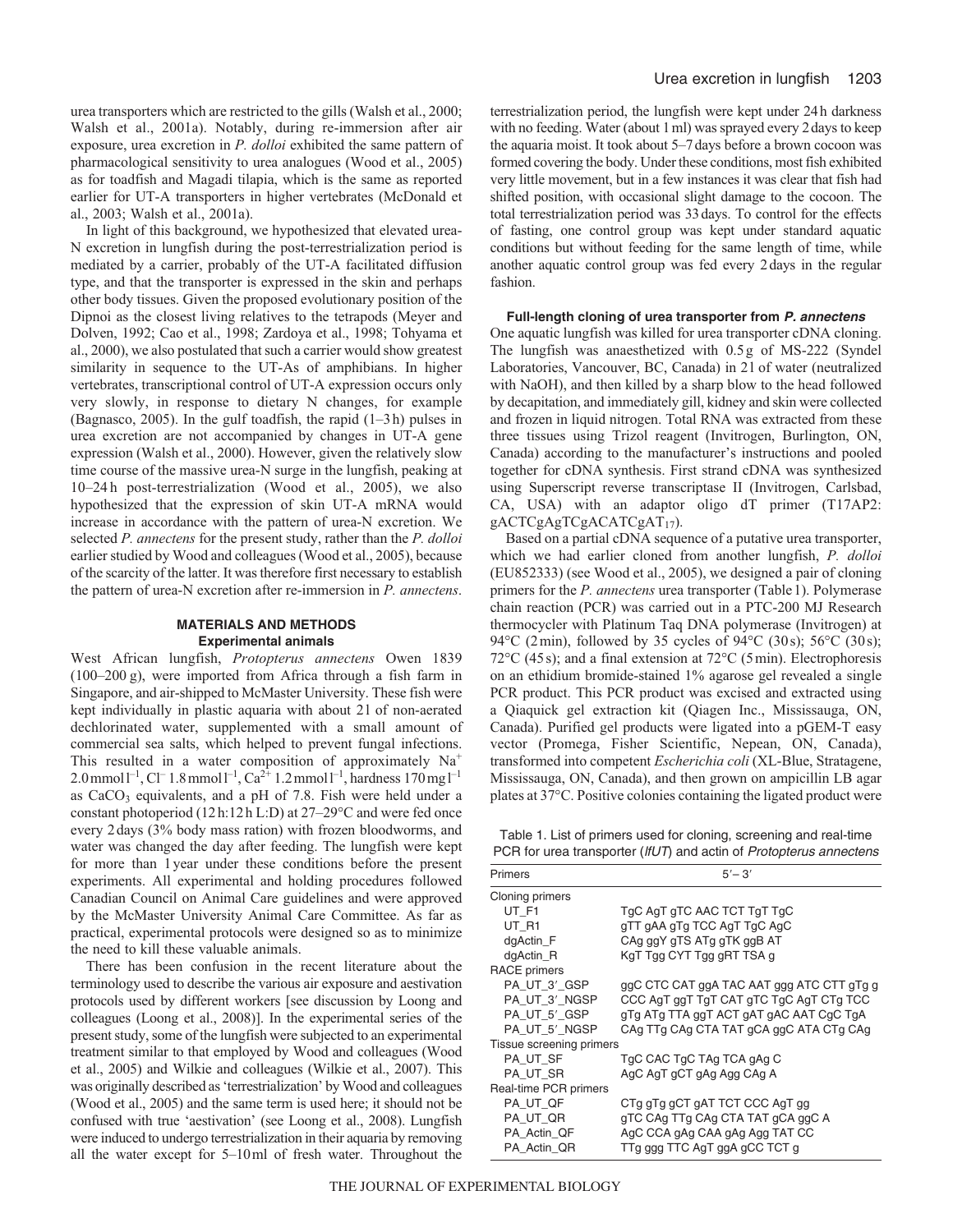urea transporters which are restricted to the gills (Walsh et al., 2000; Walsh et al., 2001a). Notably, during re-immersion after air exposure, urea excretion in *P. dolloi* exhibited the same pattern of pharmacological sensitivity to urea analogues (Wood et al., 2005) as for toadfish and Magadi tilapia, which is the same as reported earlier for UT-A transporters in higher vertebrates (McDonald et al., 2003; Walsh et al., 2001a).

In light of this background, we hypothesized that elevated urea-N excretion in lungfish during the post-terrestrialization period is mediated by a carrier, probably of the UT-A facilitated diffusion type, and that the transporter is expressed in the skin and perhaps other body tissues. Given the proposed evolutionary position of the Dipnoi as the closest living relatives to the tetrapods (Meyer and Dolven, 1992; Cao et al., 1998; Zardoya et al., 1998; Tohyama et al., 2000), we also postulated that such a carrier would show greatest similarity in sequence to the UT-As of amphibians. In higher vertebrates, transcriptional control of UT-A expression occurs only very slowly, in response to dietary N changes, for example (Bagnasco, 2005). In the gulf toadfish, the rapid (1–3 h) pulses in urea excretion are not accompanied by changes in UT-A gene expression (Walsh et al., 2000). However, given the relatively slow time course of the massive urea-N surge in the lungfish, peaking at 10–24 h post-terrestrialization (Wood et al., 2005), we also hypothesized that the expression of skin UT-A mRNA would increase in accordance with the pattern of urea-N excretion. We selected *P. annectens* for the present study, rather than the *P. dolloi* earlier studied by Wood and colleagues (Wood et al., 2005), because of the scarcity of the latter. It was therefore first necessary to establish the pattern of urea-N excretion after re-immersion in *P. annectens*.

## MATERIALS AND METHODS

### Experimental animals

West African lungfish, *Protopterus annectens* Owen 1839 (100–200 g), were imported from Africa through a fish farm in Singapore, and air-shipped to McMaster University. These fish were kept individually in plastic aquaria with about 2 l of non-aerated dechlorinated water, supplemented with a small amount of commercial sea salts, which helped to prevent fungal infections. This resulted in a water composition of approximately $Na^+$ 2.0 mmol $l^{-1}$, $Cl^-$ 1.8 mmol $l^{-1}$, $Ca^{2+}$ 1.2 mmol $l^{-1}$, hardness 170 mg $l^{-1}$ as $CaCO_3$ equivalents, and a pH of 7.8. Fish were held under a constant photoperiod (12 h:12 h L:D) at 27–29°C and were fed once every 2 days (3% body mass ration) with frozen bloodworms, and water was changed the day after feeding. The lungfish were kept for more than 1 year under these conditions before the present experiments. All experimental and holding procedures followed Canadian Council on Animal Care guidelines and were approved by the McMaster University Animal Care Committee. As far as practical, experimental protocols were designed so as to minimize the need to kill these valuable animals.

There has been confusion in the recent literature about the terminology used to describe the various air exposure and aestivation protocols used by different workers [see discussion by Loong and colleagues (Loong et al., 2008)]. In the experimental series of the present study, some of the lungfish were subjected to an experimental treatment similar to that employed by Wood and colleagues (Wood et al., 2005) and Wilkie and colleagues (Wilkie et al., 2007). This was originally described as 'terrestrialization' by Wood and colleagues (Wood et al., 2005) and the same term is used here; it should not be confused with true 'aestivation' (see Loong et al., 2008). Lungfish were induced to undergo terrestrialization in their aquaria by removing all the water except for 5–10 ml of fresh water. Throughout the terrestrialization period, the lungfish were kept under 24 h darkness with no feeding. Water (about 1 ml) was sprayed every 2 days to keep the aquaria moist. It took about 5–7 days before a brown cocoon was formed covering the body. Under these conditions, most fish exhibited very little movement, but in a few instances it was clear that fish had shifted position, with occasional slight damage to the cocoon. The total terrestrialization period was 33 days. To control for the effects of fasting, one control group was kept under standard aquatic conditions but without feeding for the same length of time, while another aquatic control group was fed every 2 days in the regular fashion.

### Full-length cloning of urea transporter from *P. annectens*

One aquatic lungfish was killed for urea transporter cDNA cloning. The lungfish was anaesthetized with 0.5 g of MS-222 (Syndel Laboratories, Vancouver, BC, Canada) in 2 l of water (neutralized with NaOH), and then killed by a sharp blow to the head followed by decapitation, and immediately gill, kidney and skin were collected and frozen in liquid nitrogen. Total RNA was extracted from these three tissues using Trizol reagent (Invitrogen, Burlington, ON, Canada) according to the manufacturer's instructions and pooled together for cDNA synthesis. First strand cDNA was synthesized using Superscript reverse transcriptase II (Invitrogen, Carlsbad, CA, USA) with an adaptor oligo dT primer (T17AP2: gACTCgAgTCgACATCgAT$_{17}$).

Based on a partial cDNA sequence of a putative urea transporter, which we had earlier cloned from another lungfish, *P. dolloi* (EU852333) (see Wood et al., 2005), we designed a pair of cloning primers for the *P. annectens* urea transporter (Table 1). Polymerase chain reaction (PCR) was carried out in a PTC-200 MJ Research thermocycler with Platinum Taq DNA polymerase (Invitrogen) at 94°C (2 min), followed by 35 cycles of 94°C (30 s); 56°C (30 s); 72°C (45 s); and a final extension at 72°C (5 min). Electrophoresis on an ethidium bromide-stained 1% agarose gel revealed a single PCR product. This PCR product was excised and extracted using a Qiaquick gel extraction kit (Qiagen Inc., Mississauga, ON, Canada). Purified gel products were ligated into a pGEM-T easy vector (Promega, Fisher Scientific, Nepean, ON, Canada), transformed into competent *Escherichia coli* (XL-Blue, Stratagene, Mississauga, ON, Canada), and then grown on ampicillin LB agar plates at 37°C. Positive colonies containing the ligated product were

Table 1. List of primers used for cloning, screening and real-time PCR for urea transporter (*lfUT*) and actin of *Protopterus annectens*

| Primers | 5′–3′ |
|---|---|
| Cloning primers | |
| UT_F1 | TgC AgT gTC AAC TCT TgT TgC |
| UT_R1 | gTT gAA gTg TCC AgT TgC AgC |
| dgActin_F | CAg ggY gTS ATg gTK ggB AT |
| dgActin_R | KgT Tgg CYT Tgg gRT TSA g |
| RACE primers | |
| PA_UT_3′_GSP | ggC CTC CAT ggA TAC AAT ggg ATC CTT gTg g |
| PA_UT_3′_NGSP | CCC AgT ggT TgT CAT gTC TgC AgT CTg TCC |
| PA_UT_5′_GSP | gTg ATg TTA ggT ACT gAT gAC AAT CgC TgA |
| PA_UT_5′_NGSP | CAg TTg CAg CTA TAT gCA ggC ATA CTg CAg |
| Tissue screening primers | |
| PA_UT_SF | TgC CAC TgC TAg TCA gAg C |
| PA_UT_SR | AgC AgT gCT gAg Agg CAg A |
| Real-time PCR primers | |
| PA_UT_QF | CTg gTg gCT gAT TCT CCC AgT gg |
| PA_UT_QR | gTC CAg TTg CAg CTA TAT gCA ggC A |
| PA_Actin_QF | AgC CCA gAg CAA gAg Agg TAT CC |
| PA_Actin_QR | TTg ggg TTC AgT ggA gCC TCT g |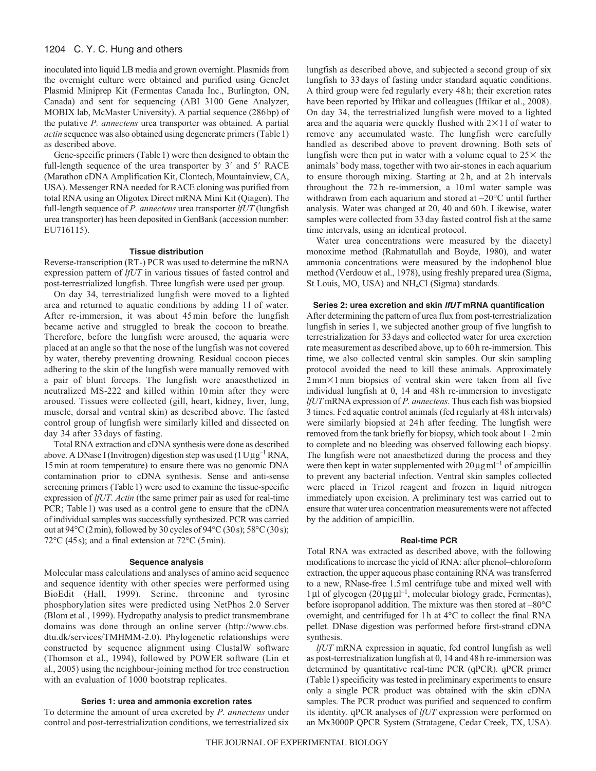inoculated into liquid LB media and grown overnight. Plasmids from the overnight culture were obtained and purified using GeneJet Plasmid Miniprep Kit (Fermentas Canada Inc., Burlington, ON, Canada) and sent for sequencing (ABI 3100 Gene Analyzer, MOBIX lab, McMaster University). A partial sequence (286 bp) of the putative *P. annectens* urea transporter was obtained. A partial *actin* sequence was also obtained using degenerate primers (Table 1) as described above.

Gene-specific primers (Table 1) were then designed to obtain the full-length sequence of the urea transporter by 3′ and 5′ RACE (Marathon cDNA Amplification Kit, Clontech, Mountainview, CA, USA). Messenger RNA needed for RACE cloning was purified from total RNA using an Oligotex Direct mRNA Mini Kit (Qiagen). The full-length sequence of *P. annectens* urea transporter *lfUT* (lungfish urea transporter) has been deposited in GenBank (accession number: EU716115).

### Tissue distribution

Reverse-transcription (RT-) PCR was used to determine the mRNA expression pattern of *lfUT* in various tissues of fasted control and post-terrestrialized lungfish. Three lungfish were used per group.

On day 34, terrestrialized lungfish were moved to a lighted area and returned to aquatic conditions by adding 1 l of water. After re-immersion, it was about 45 min before the lungfish became active and struggled to break the cocoon to breathe. Therefore, before the lungfish were aroused, the aquaria were placed at an angle so that the nose of the lungfish was not covered by water, thereby preventing drowning. Residual cocoon pieces adhering to the skin of the lungfish were manually removed with a pair of blunt forceps. The lungfish were anaesthetized in neutralized MS-222 and killed within 10 min after they were aroused. Tissues were collected (gill, heart, kidney, liver, lung, muscle, dorsal and ventral skin) as described above. The fasted control group of lungfish were similarly killed and dissected on day 34 after 33 days of fasting.

Total RNA extraction and cDNA synthesis were done as described above. A DNase I (Invitrogen) digestion step was used ($1\,\mathrm{U}\,\mu\mathrm{g}^{-1}$ RNA, 15 min at room temperature) to ensure there was no genomic DNA contamination prior to cDNA synthesis. Sense and anti-sense screening primers (Table 1) were used to examine the tissue-specific expression of *lfUT*. *Actin* (the same primer pair as used for real-time PCR; Table 1) was used as a control gene to ensure that the cDNA of individual samples was successfully synthesized. PCR was carried out at 94°C (2 min), followed by 30 cycles of 94°C (30 s); 58°C (30 s); 72°C (45 s); and a final extension at 72°C (5 min).

### Sequence analysis

Molecular mass calculations and analyses of amino acid sequence and sequence identity with other species were performed using BioEdit (Hall, 1999). Serine, threonine and tyrosine phosphorylation sites were predicted using NetPhos 2.0 Server (Blom et al., 1999). Hydropathy analysis to predict transmembrane domains was done through an online server (http://www.cbs.dtu.dk/services/TMHMM-2.0). Phylogenetic relationships were constructed by sequence alignment using ClustalW software (Thomson et al., 1994), followed by POWER software (Lin et al., 2005) using the neighbour-joining method for tree construction with an evaluation of 1000 bootstrap replicates.

### Series 1: urea and ammonia excretion rates

To determine the amount of urea excreted by *P. annectens* under control and post-terrestrialization conditions, we terrestrialized six lungfish as described above, and subjected a second group of six lungfish to 33 days of fasting under standard aquatic conditions. A third group were fed regularly every 48 h; their excretion rates have been reported by Iftikar and colleagues (Iftikar et al., 2008). On day 34, the terrestrialized lungfish were moved to a lighted area and the aquaria were quickly flushed with 2×1 l of water to remove any accumulated waste. The lungfish were carefully handled as described above to prevent drowning. Both sets of lungfish were then put in water with a volume equal to 25× the animals' body mass, together with two air-stones in each aquarium to ensure thorough mixing. Starting at 2 h, and at 2 h intervals throughout the 72 h re-immersion, a 10 ml water sample was withdrawn from each aquarium and stored at –20°C until further analysis. Water was changed at 20, 40 and 60 h. Likewise, water samples were collected from 33 day fasted control fish at the same time intervals, using an identical protocol.

Water urea concentrations were measured by the diacetyl monoxime method (Rahmatullah and Boyde, 1980), and water ammonia concentrations were measured by the indophenol blue method (Verdouw et al., 1978), using freshly prepared urea (Sigma, St Louis, MO, USA) and $NH_4Cl$ (Sigma) standards.

### Series 2: urea excretion and skin *lfUT* mRNA quantification

After determining the pattern of urea flux from post-terrestrialization lungfish in series 1, we subjected another group of five lungfish to terrestrialization for 33 days and collected water for urea excretion rate measurement as described above, up to 60 h re-immersion. This time, we also collected ventral skin samples. Our skin sampling protocol avoided the need to kill these animals. Approximately 2 mm×1 mm biopsies of ventral skin were taken from all five individual lungfish at 0, 14 and 48 h re-immersion to investigate *lfUT* mRNA expression of *P. annectens*. Thus each fish was biopsied 3 times. Fed aquatic control animals (fed regularly at 48 h intervals) were similarly biopsied at 24 h after feeding. The lungfish were removed from the tank briefly for biopsy, which took about 1–2 min to complete and no bleeding was observed following each biopsy. The lungfish were not anaesthetized during the process and they were then kept in water supplemented with $20\,\mu\mathrm{g}\,\mathrm{ml}^{-1}$ of ampicillin to prevent any bacterial infection. Ventral skin samples collected were placed in Trizol reagent and frozen in liquid nitrogen immediately upon excision. A preliminary test was carried out to ensure that water urea concentration measurements were not affected by the addition of ampicillin.

### Real-time PCR

Total RNA was extracted as described above, with the following modifications to increase the yield of RNA: after phenol–chloroform extraction, the upper aqueous phase containing RNA was transferred to a new, RNase-free 1.5 ml centrifuge tube and mixed well with 1 μl of glycogen ($20\,\mu\mathrm{g}\,\mu\mathrm{l}^{-1}$, molecular biology grade, Fermentas), before isopropanol addition. The mixture was then stored at –80°C overnight, and centrifuged for 1 h at 4°C to collect the final RNA pellet. DNase digestion was performed before first-strand cDNA synthesis.

*lfUT* mRNA expression in aquatic, fed control lungfish as well as post-terrestrialization lungfish at 0, 14 and 48 h re-immersion was determined by quantitative real-time PCR (qPCR). qPCR primer (Table 1) specificity was tested in preliminary experiments to ensure only a single PCR product was obtained with the skin cDNA samples. The PCR product was purified and sequenced to confirm its identity. qPCR analyses of *lfUT* expression were performed on an Mx3000P QPCR System (Stratagene, Cedar Creek, TX, USA).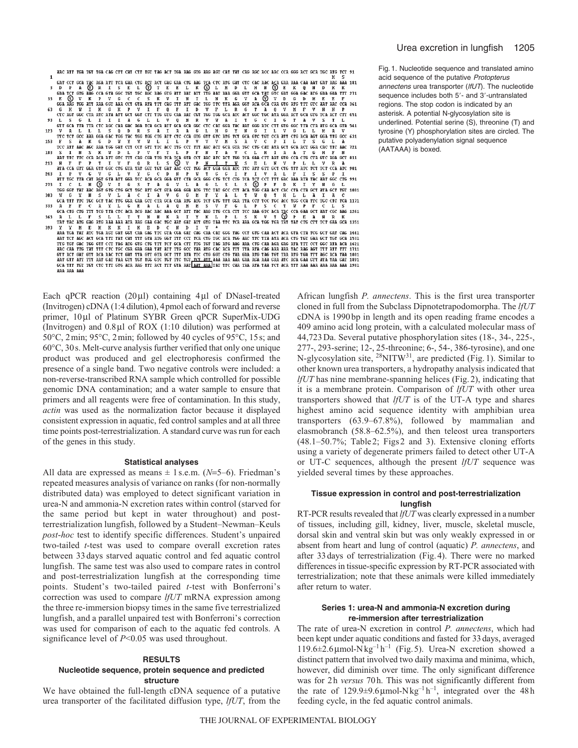Fig. 1. Nucleotide sequence and translated amino acid sequence of the putative *Protopterus annectens* urea transporter (*lfUT*). The nucleotide sequence includes both 5′- and 3′-untranslated regions. The stop codon is indicated by an asterisk. A potential N-glycosylation site is underlined. Potential serine (S), threonine (T) and tyrosine (Y) phosphorylation sites are circled. The putative polyadenylation signal sequence (AATAAA) is boxed.

Each qPCR reaction (20 µl) containing 4 µl of DNaseI-treated (Invitrogen) cDNA (1:4 dilution), 4 pmol each of forward and reverse primer, 10 µl of Platinum SYBR Green qPCR SuperMix-UDG (Invitrogen) and 0.8 µl of ROX (1:10 dilution) was performed at 50°C, 2 min; 95°C, 2 min; followed by 40 cycles of 95°C, 15 s; and 60°C, 30 s. Melt-curve analysis further verified that only one unique product was produced and gel electrophoresis confirmed the presence of a single band. Two negative controls were included: a non-reverse-transcribed RNA sample which controlled for possible genomic DNA contamination; and a water sample to ensure that primers and all reagents were free of contamination. In this study, *actin* was used as the normalization factor because it displayed consistent expression in aquatic, fed control samples and at all three time points post-terrestrialization. A standard curve was run for each of the genes in this study.

### Statistical analyses

All data are expressed as means ± 1 s.e.m. ($N$=5–6). Friedman's repeated measures analysis of variance on ranks (for non-normally distributed data) was employed to detect significant variation in urea-N and ammonia-N excretion rates within control (starved for the same period but kept in water throughout) and post-terrestrialization lungfish, followed by a Student–Newman–Keuls *post-hoc* test to identify specific differences. Student's unpaired two-tailed *t*-test was used to compare overall excretion rates between 33 days starved aquatic control and fed aquatic control lungfish. The same test was also used to compare rates in control and post-terrestrialization lungfish at the corresponding time points. Student's two-tailed paired *t*-test with Bonferroni's correction was used to compare *lfUT* mRNA expression among the three re-immersion biopsy times in the same five terrestrialized lungfish, and a parallel unpaired test with Bonferroni's correction was used for comparison of each to the aquatic fed controls. A significance level of $P$<0.05 was used throughout.

## RESULTS

### Nucleotide sequence, protein sequence and predicted structure

We have obtained the full-length cDNA sequence of a putative urea transporter of the facilitated diffusion type, *lfUT*, from the African lungfish *P. annectens*. This is the first urea transporter cloned in full from the Subclass Dipnotetrapodomorpha. The *lfUT* cDNA is 1990 bp in length and its open reading frame encodes a 409 amino acid long protein, with a calculated molecular mass of 44,723 Da. Several putative phosphorylation sites (18-, 34-, 225-, 277-, 293-serine; 12-, 25-threonine; 6-, 54-, 386-tyrosine), and one N-glycosylation site, [28]NITW[31], are predicted (Fig. 1). Similar to other known urea transporters, a hydropathy analysis indicated that *lfUT* has nine membrane-spanning helices (Fig. 2), indicating that it is a membrane protein. Comparison of *lfUT* with other urea transporters showed that *lfUT* is of the UT-A type and shares highest amino acid sequence identity with amphibian urea transporters (63.9–67.8%), followed by mammalian and elasmobranch (58.8–62.5%), and then teleost urea transporters (48.1–50.7%; Table 2; Figs 2 and 3). Extensive cloning efforts using a variety of degenerate primers failed to detect other UT-A or UT-C sequences, although the present *lfUT* sequence was yielded several times by these approaches.

### Tissue expression in control and post-terrestrialization lungfish

RT-PCR results revealed that *lfUT* was clearly expressed in a number of tissues, including gill, kidney, liver, muscle, skeletal muscle, dorsal skin and ventral skin but was only weakly expressed in or absent from heart and lung of control (aquatic) *P. annectens*, and after 33 days of terrestrialization (Fig. 4). There were no marked differences in tissue-specific expression by RT-PCR associated with terrestrialization; note that these animals were killed immediately after return to water.

### Series 1: urea-N and ammonia-N excretion during re-immersion after terrestrialization

The rate of urea-N excretion in control *P. annectens*, which had been kept under aquatic conditions and fasted for 33 days, averaged 119.6±2.6 µmol-N kg$^{-1}$ h$^{-1}$ (Fig. 5). Urea-N excretion showed a distinct pattern that involved two daily maxima and minima, which, however, did diminish over time. The only significant difference was for 2 h *versus* 70 h. This was not significantly different from the rate of 129.9±9.6 µmol-N kg$^{-1}$ h$^{-1}$, integrated over the 48 h feeding cycle, in the fed aquatic control animals.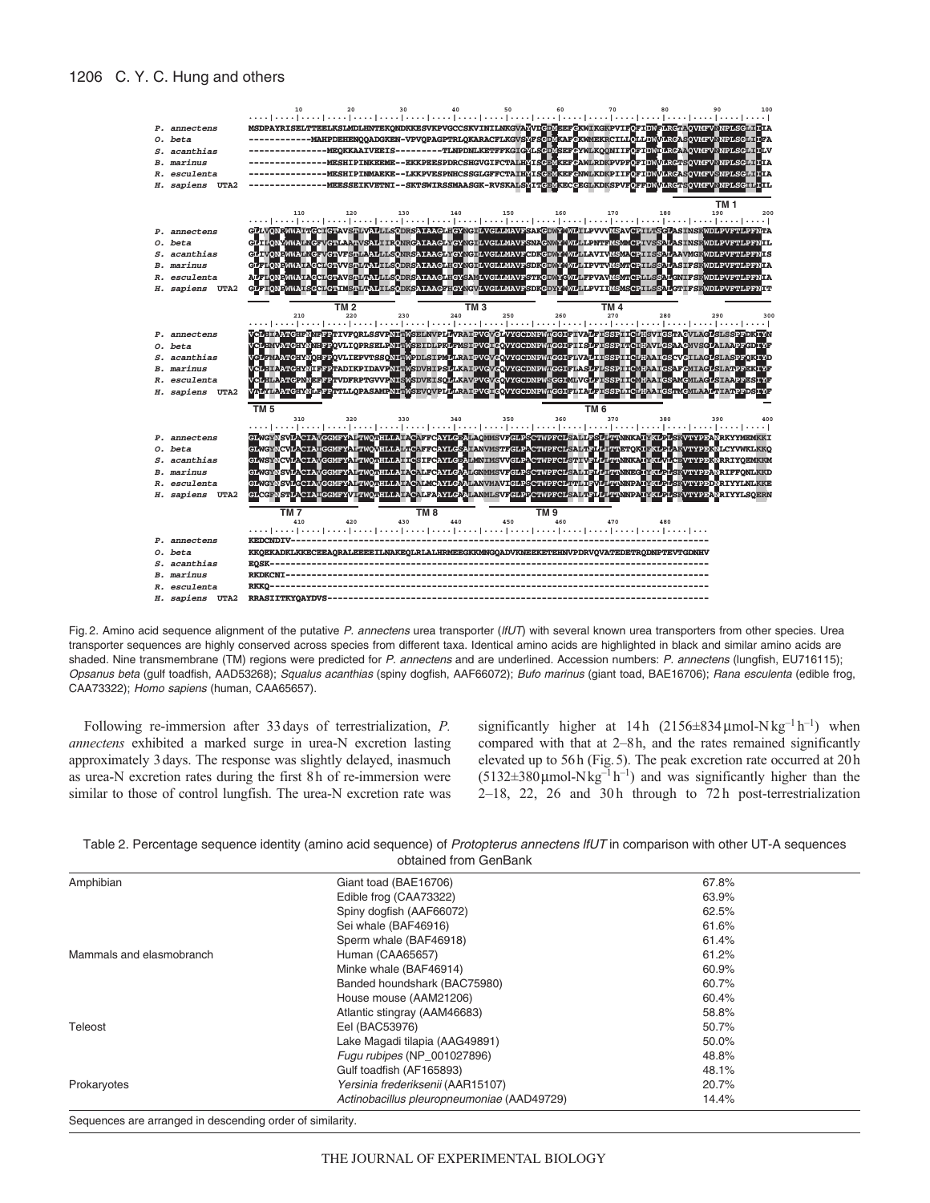```
                  10        20        30        40        50        60        70        80        90       100
P. annectens    MSDPAYRISELTTEELKSLMDLHNTEKQNDKKESVKPVGCCSKVINILNKGVAEVIGDMSEFGKWIKGKPVIFQFIDWFLRGTAQVMFVNNPLSGLIIIA
O. beta         ------------MAHPDEHENQQADGKEN-VPVQPAGPTRLQKARACFLKGVSRFSGDMKAFSKWMEKRCILLQLLDWVLRGASQVMFVNNPLSGLIIFA
S. acanthias    --------------MEQKKAAIVEEIS---------TLNPDNLKETFFKGIGWLSGDMSEFGYWLKQQNIIFQFIDWILRGAAQVMFVNNPLSGLIILV
B. marinus      --------------MESHIPINKEEME--EKKPEESPDRCSHGVGIFCTALHSISGEMKEFCAWLRDKPVPFQFIDWVLRGTSQVMFVNNPLSGLIIIA
R. esculenta    --------------MESHIPINMAEKE--LKKPVESPNHCSSGLGFFCTAIHSISGEMKEFGNWLKDKPIIFQFIDWVLRGASQVMFVSNPLSGLIIIA
H. sapiens UTA2 --------------MEESSEIKVETNI--SKTSWIRSSMAASGK-RVSKALSYITGEMKECGEGLKDKSPVFQFFDWVLRGTSQVMFVNNPLSGILIIL

                                                                                                    TM 1
                 110       120       130       140       150       160       170       180       190       200
P. annectens    GLFVQNPWWAITGCLGTAVSTLVALLLSQDRSAIAAGLHGYNGILVGLLMAVFSAKGDWYWWLLLPVVVMSAVCPILTSGLASINSKWDLPVFTLPFNIA
O. beta         GLILQNPWWALNGCFVGTLAAAVSALIIRQNRGAIAAGLYGYNGILVGLLMAVFSNAGNWYWWLLLPNTFMSMMCPIVSSALASINSRWDLPVFTLPFNIL
S. acanthias    GLIVQNPWWALNGCFVGTVFSALAALILSQNRSAIAAGLYGYNGILVGLLMAVFCDKGDWYWWLLLAVIVMSMACPIISSALAAVMGKWDLPVFTLPFNIS
B. marinus      GLFLQNPWWAIAGCIGTVVSTLTALILSQDRSAIAAGLHGYNGILVGLLMAVFSDKGDWYWWLLIPVTVMSMTCPILSSALASIFSKWDLPVFTLPFNIA
R. esculenta    ALFLQNPWWAIAGCLGTAVSTLTALILSQDRSAIAAGLHGYSAMLVGLLMAVFSTKGDWYGWLLFPVAVMSMTCPLLSSALGNIFSKWDLPVFTLPFNIA
H. sapiens UTA2 GLFIQNPWWAISGCLGTIMSTLMALLLSQDKSAIAAGFHGYNGVLVGLLMAVFSDKGDYYWWLLLPVIIMSMSCPILSSALGTIFSKWDLPVFTLPFNIT

                        TM 2                      TM 3                      TM 4
                 210       220       230       240       250       260       270       280       290       300
P. annectens    VCLHIAATGHYNNFFPTIVFQRLSSVPNITWSELNVPLLVRALPVGVGLVYGCDNPWTGGIFIVALFISSPIICLHSVIGSTAGVLAGLSLSSPFDKIYN
O. beta         VCLHMVATGHYNHFFPQVLIQPRSELPNITWSEIDLPKLFMSIPVGIGQVYGCDNPWTGGIFIISLFISSPLTCLHAVLGSAAGMVSGLALAAPFGDIYF
S. acanthias    VCFMATGHYNQHFPQVLIEPVTSSQNITWPDLSIPMLLRAIPVGVGQVYGCDNPWTGGIFLVALIISSPIICLHAAIGSCVGILAGLSLASPFQKIYD
B. marinus      VCLHIAATGHYNIFFPTADIKPIDAVPNITWSDVHIPSLLKAIPVGVGQVYGCDNPWTGGIFLASLFLSSPLICMHAAIGSAFGMLAGLSLATPFEKIYF
R. esculenta    VCLHLAATGPYNKFFPTVDFRPRTGVVPNITWSDVEISQLLKAVPVGVGQVYGCDNPWSGGIMLVGLFISSPIICMHAAIGSAMGMLAGLSIAAPFESIYF
H. sapiens UTA2 VVLYLAATGHYNLFFPTTLLQPASAMPNITWSEVQVPLLLRAIPVGVGQVYGCDNPWTGGIFLIALFISSPLICLHAAIGSTMGMLAALTIATPFDSIYF

                TM 5                                                TM 6
                 310       320       330       340       350       360       370       380       390       400
P. annectens    GLWGYNSVLACIAVGGMFYALTWQTHLLALACAFFCAYLGAALAQMMSVFGLPSCTWPFCLSALTFSLLTTNNKAIYKLPLSKVTYPEANRKYYMEMKKI
O. beta         GLWGYNCVLACIAHGGMFYALTWQVHLLALVCAFFCAYLGAALANVMSTFGLPACTWPFCLSALTFLLITTETQKIFKLPLAKVTYPEKNLCYVWKLKKQ
S. acanthias    GLWSYNCVLACIAVGGMFYALTWQTHLLAIICSIFCAYLGAALMNIMSVVGLPACTWPFCLSTIVFLLLTANNKAIYKLVLCEVTYPEKNRRIYQEMKKM
B. marinus      GLWGYNSVLACIAVGGMFYALTWQTHLLALACALFCAYLGAALGNMMSVFGLPSCTWPFCLSALIFLLLTTNNEGIYKLPLSKVTYPEANRIFFQNLKKD
R. esculenta    GLWGYNSVLGCIAVGGMFYALTWQTHLLALACALMCAYLGAALANVMAVIGLPSCTWPFCLTTLIFVLLTTNNPAIYKLPLSKVTYPEDNRIYYLNLKKE
H. sapiens UTA2 GLCGFNSTLACIAIGGMFYVITWQTHLLAIACALFAAYLGAALANMLSVFGLPPCTWPFCLSALTFLLLTTNNPAIYKLPLSKVTYPEANRIYYLSQERN

                TM 7                      TM 8                      TM 9
                 410       420       430       440       450       460       470       480
P. annectens    KEDCNDIV------------------------------------------------------------------------------
O. beta         KKQEKADKLKKECEEAQRALEEEEILNAKEQLRLALHRMEEGKKMNGQADVKNEEKETEHNVPDRVQVATEDETRQDNPTEVTGDNHV
S. acanthias    EQSK----------------------------------------------------------------------------------
B. marinus      RKDKCNI-------------------------------------------------------------------------------
R. esculenta    RKKQ----------------------------------------------------------------------------------
H. sapiens UTA2 RRASIITKYQAYDVS-----------------------------------------------------------------------
```

Fig. 2. Amino acid sequence alignment of the putative *P. annectens* urea transporter (*lfUT*) with several known urea transporters from other species. Urea transporter sequences are highly conserved across species from different taxa. Identical amino acids are highlighted in black and similar amino acids are shaded. Nine transmembrane (TM) regions were predicted for *P. annectens* and are underlined. Accession numbers: *P. annectens* (lungfish, EU716115); *Opsanus beta* (gulf toadfish, AAD53268); *Squalus acanthias* (spiny dogfish, AAF66072); *Bufo marinus* (giant toad, BAE16706); *Rana esculenta* (edible frog, CAA73322); *Homo sapiens* (human, CAA65657).

Following re-immersion after 33 days of terrestrialization, *P. annectens* exhibited a marked surge in urea-N excretion lasting approximately 3 days. The response was slightly delayed, inasmuch as urea-N excretion rates during the first 8 h of re-immersion were similar to those of control lungfish. The urea-N excretion rate was significantly higher at 14 h ($2156\pm834$ μmol-N $kg^{-1}h^{-1}$) when compared with that at 2–8 h, and the rates remained significantly elevated up to 56 h (Fig. 5). The peak excretion rate occurred at 20 h ($5132\pm380$ μmol-N $kg^{-1}h^{-1}$) and was significantly higher than the 2–18, 22, 26 and 30 h through to 72 h post-terrestrialization

Table 2. Percentage sequence identity (amino acid sequence) of *Protopterus annectens lfUT* in comparison with other UT-A sequences obtained from GenBank

| | | |
|---|---|---|
| Amphibian | Giant toad (BAE16706) | 67.8% |
| | Edible frog (CAA73322) | 63.9% |
| | Spiny dogfish (AAF66072) | 62.5% |
| | Sei whale (BAF46916) | 61.6% |
| | Sperm whale (BAF46918) | 61.4% |
| Mammals and elasmobranch | Human (CAA65657) | 61.2% |
| | Minke whale (BAF46914) | 60.9% |
| | Banded houndshark (BAC75980) | 60.7% |
| | House mouse (AAM21206) | 60.4% |
| | Atlantic stingray (AAM46683) | 58.8% |
| Teleost | Eel (BAC53976) | 50.7% |
| | Lake Magadi tilapia (AAG49891) | 50.0% |
| | *Fugu rubipes* (NP_001027896) | 48.8% |
| | Gulf toadfish (AF165893) | 48.1% |
| Prokaryotes | *Yersinia frederiksenii* (AAR15107) | 20.7% |
| | *Actinobacillus pleuropneumoniae* (AAD49729) | 14.4% |

Sequences are arranged in descending order of similarity.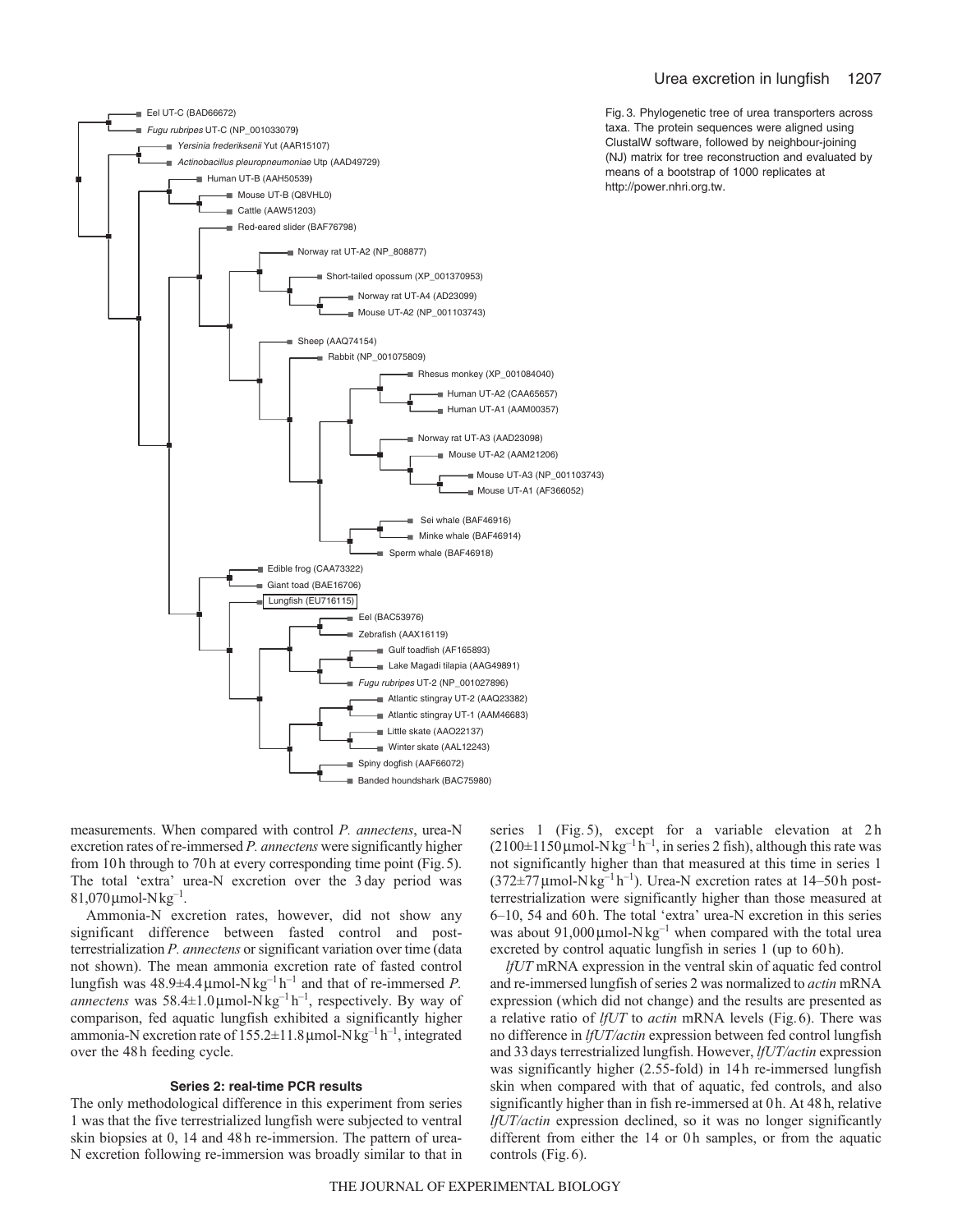Fig. 3. Phylogenetic tree of urea transporters across taxa. The protein sequences were aligned using ClustalW software, followed by neighbour-joining (NJ) matrix for tree reconstruction and evaluated by means of a bootstrap of 1000 replicates at http://power.nhri.org.tw.

measurements. When compared with control *P. annectens*, urea-N excretion rates of re-immersed *P. annectens* were significantly higher from 10 h through to 70 h at every corresponding time point (Fig. 5). The total 'extra' urea-N excretion over the 3 day period was 81,070 μmol-N kg$^{-1}$.

Ammonia-N excretion rates, however, did not show any significant difference between fasted control and post-terrestrialization *P. annectens* or significant variation over time (data not shown). The mean ammonia excretion rate of fasted control lungfish was 48.9±4.4 μmol-N kg$^{-1}$ h$^{-1}$ and that of re-immersed *P. annectens* was 58.4±1.0 μmol-N kg$^{-1}$ h$^{-1}$, respectively. By way of comparison, fed aquatic lungfish exhibited a significantly higher ammonia-N excretion rate of 155.2±11.8 μmol-N kg$^{-1}$ h$^{-1}$, integrated over the 48 h feeding cycle.

### Series 2: real-time PCR results

The only methodological difference in this experiment from series 1 was that the five terrestrialized lungfish were subjected to ventral skin biopsies at 0, 14 and 48 h re-immersion. The pattern of urea-N excretion following re-immersion was broadly similar to that in series 1 (Fig. 5), except for a variable elevation at 2 h (2100±1150 μmol-N kg$^{-1}$ h$^{-1}$, in series 2 fish), although this rate was not significantly higher than that measured at this time in series 1 (372±77 μmol-N kg$^{-1}$ h$^{-1}$). Urea-N excretion rates at 14–50 h post-terrestrialization were significantly higher than those measured at 6–10, 54 and 60 h. The total 'extra' urea-N excretion in this series was about 91,000 μmol-N kg$^{-1}$ when compared with the total urea excreted by control aquatic lungfish in series 1 (up to 60 h).

*lfUT* mRNA expression in the ventral skin of aquatic fed control and re-immersed lungfish of series 2 was normalized to *actin* mRNA expression (which did not change) and the results are presented as a relative ratio of *lfUT* to *actin* mRNA levels (Fig. 6). There was no difference in *lfUT/actin* expression between fed control lungfish and 33 days terrestrialized lungfish. However, *lfUT/actin* expression was significantly higher (2.55-fold) in 14 h re-immersed lungfish skin when compared with that of aquatic, fed controls, and also significantly higher than in fish re-immersed at 0 h. At 48 h, relative *lfUT/actin* expression declined, so it was no longer significantly different from either the 14 or 0 h samples, or from the aquatic controls (Fig. 6).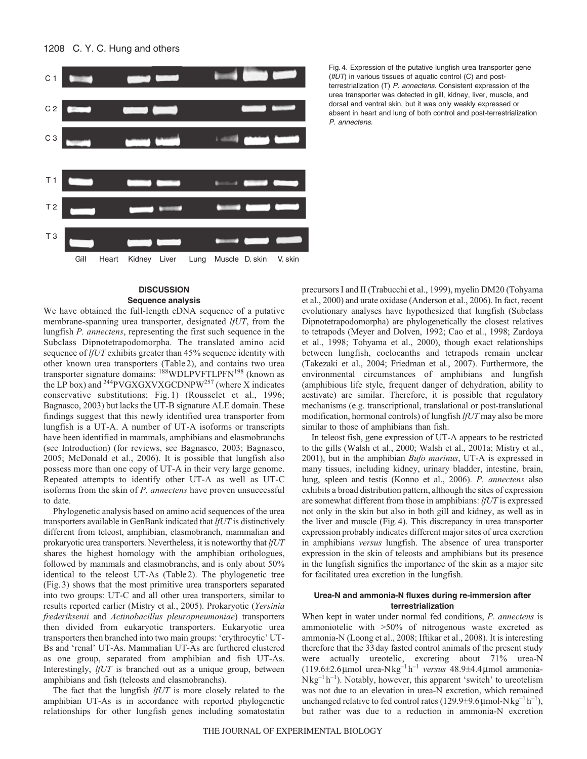Fig. 4. Expression of the putative lungfish urea transporter gene (*lfUT*) in various tissues of aquatic control (C) and post-terrestrialization (T) *P. annectens*. Consistent expression of the urea transporter was detected in gill, kidney, liver, muscle, and dorsal and ventral skin, but it was only weakly expressed or absent in heart and lung of both control and post-terrestrialization *P. annectens*.

## DISCUSSION

### Sequence analysis

We have obtained the full-length cDNA sequence of a putative membrane-spanning urea transporter, designated *lfUT*, from the lungfish *P. annectens*, representing the first such sequence in the Subclass Dipnotetrapodomorpha. The translated amino acid sequence of *lfUT* exhibits greater than 45% sequence identity with other known urea transporters (Table 2), and contains two urea transporter signature domains: $^{188}$WDLPVFTLPFN$^{198}$ (known as the LP box) and $^{244}$PVGXGXVXGCDNPW$^{257}$ (where X indicates conservative substitutions; Fig. 1) (Rousselet et al., 1996; Bagnasco, 2003) but lacks the UT-B signature ALE domain. These findings suggest that this newly identified urea transporter from lungfish is a UT-A. A number of UT-A isoforms or transcripts have been identified in mammals, amphibians and elasmobranchs (see Introduction) (for reviews, see Bagnasco, 2003; Bagnasco, 2005; McDonald et al., 2006). It is possible that lungfish also possess more than one copy of UT-A in their very large genome. Repeated attempts to identify other UT-A as well as UT-C isoforms from the skin of *P. annectens* have proven unsuccessful to date.

Phylogenetic analysis based on amino acid sequences of the urea transporters available in GenBank indicated that *lfUT* is distinctively different from teleost, amphibian, elasmobranch, mammalian and prokaryotic urea transporters. Nevertheless, it is noteworthy that *lfUT* shares the highest homology with the amphibian orthologues, followed by mammals and elasmobranchs, and is only about 50% identical to the teleost UT-As (Table 2). The phylogenetic tree (Fig. 3) shows that the most primitive urea transporters separated into two groups: UT-C and all other urea transporters, similar to results reported earlier (Mistry et al., 2005). Prokaryotic (*Yersinia frederiksenii* and *Actinobacillus pleuropneumoniae*) transporters then divided from eukaryotic transporters. Eukaryotic urea transporters then branched into two main groups: 'erythrocytic' UT-Bs and 'renal' UT-As. Mammalian UT-As are furthered clustered as one group, separated from amphibian and fish UT-As. Interestingly, *lfUT* is branched out as a unique group, between amphibians and fish (teleosts and elasmobranchs).

The fact that the lungfish *lfUT* is more closely related to the amphibian UT-As is in accordance with reported phylogenetic relationships for other lungfish genes including somatostatin precursors I and II (Trabucchi et al., 1999), myelin DM20 (Tohyama et al., 2000) and urate oxidase (Anderson et al., 2006). In fact, recent evolutionary analyses have hypothesized that lungfish (Subclass Dipnotetrapodomorpha) are phylogenetically the closest relatives to tetrapods (Meyer and Dolven, 1992; Cao et al., 1998; Zardoya et al., 1998; Tohyama et al., 2000), though exact relationships between lungfish, coelocanths and tetrapods remain unclear (Takezaki et al., 2004; Friedman et al., 2007). Furthermore, the environmental circumstances of amphibians and lungfish (amphibious life style, frequent danger of dehydration, ability to aestivate) are similar. Therefore, it is possible that regulatory mechanisms (e.g. transcriptional, translational or post-translational modification, hormonal controls) of lungfish *lfUT* may also be more similar to those of amphibians than fish.

In teleost fish, gene expression of UT-A appears to be restricted to the gills (Walsh et al., 2000; Walsh et al., 2001a; Mistry et al., 2001), but in the amphibian *Bufo marinus*, UT-A is expressed in many tissues, including kidney, urinary bladder, intestine, brain, lung, spleen and testis (Konno et al., 2006). *P. annectens* also exhibits a broad distribution pattern, although the sites of expression are somewhat different from those in amphibians: *lfUT* is expressed not only in the skin but also in both gill and kidney, as well as in the liver and muscle (Fig. 4). This discrepancy in urea transporter expression probably indicates different major sites of urea excretion in amphibians *versus* lungfish. The absence of urea transporter expression in the skin of teleosts and amphibians but its presence in the lungfish signifies the importance of the skin as a major site for facilitated urea excretion in the lungfish.

### Urea-N and ammonia-N fluxes during re-immersion after terrestrialization

When kept in water under normal fed conditions, *P. annectens* is ammoniotelic with >50% of nitrogenous waste excreted as ammonia-N (Loong et al., 2008; Iftikar et al., 2008). It is interesting therefore that the 33 day fasted control animals of the present study were actually ureotelic, excreting about 71% urea-N (119.6±2.6 μmol urea-N kg$^{-1}$ h$^{-1}$ *versus* 48.9±4.4 μmol ammonia-N kg$^{-1}$ h$^{-1}$). Notably, however, this apparent 'switch' to ureotelism was not due to an elevation in urea-N excretion, which remained unchanged relative to fed control rates (129.9±9.6 μmol-N kg$^{-1}$ h$^{-1}$), but rather was due to a reduction in ammonia-N excretion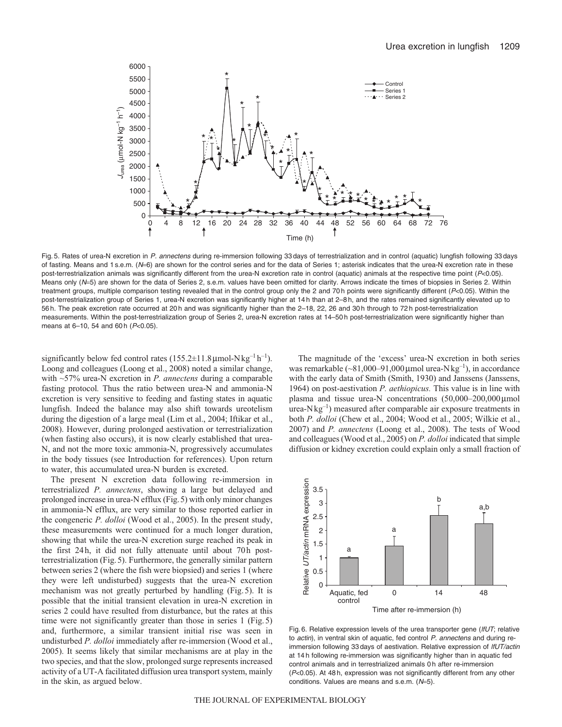Fig. 5. Rates of urea-N excretion in *P. annectens* during re-immersion following 33 days of terrestrialization and in control (aquatic) lungfish following 33 days of fasting. Means and 1 s.e.m. ($N$=6) are shown for the control series and for the data of Series 1; asterisk indicates that the urea-N excretion rate in these post-terrestrialization animals was significantly different from the urea-N excretion rate in control (aquatic) animals at the respective time point ($P$<0.05). Means only ($N$=5) are shown for the data of Series 2, s.e.m. values have been omitted for clarity. Arrows indicate the times of biopsies in Series 2. Within treatment groups, multiple comparison testing revealed that in the control group only the 2 and 70 h points were significantly different ($P$<0.05). Within the post-terrestrialization group of Series 1, urea-N excretion was significantly higher at 14 h than at 2–8 h, and the rates remained significantly elevated up to 56 h. The peak excretion rate occurred at 20 h and was significantly higher than the 2–18, 22, 26 and 30 h through to 72 h post-terrestrialization measurements. Within the post-terrestrialization group of Series 2, urea-N excretion rates at 14–50 h post-terrestrialization were significantly higher than means at 6–10, 54 and 60 h ($P$<0.05).

significantly below fed control rates (155.2±11.8 μmol-N kg$^{-1}$ h$^{-1}$). Loong and colleagues (Loong et al., 2008) noted a similar change, with ~57% urea-N excretion in *P. annectens* during a comparable fasting protocol. Thus the ratio between urea-N and ammonia-N excretion is very sensitive to feeding and fasting states in aquatic lungfish. Indeed the balance may also shift towards ureotelism during the digestion of a large meal (Lim et al., 2004; Iftikar et al., 2008). However, during prolonged aestivation or terrestrialization (when fasting also occurs), it is now clearly established that urea-N, and not the more toxic ammonia-N, progressively accumulates in the body tissues (see Introduction for references). Upon return to water, this accumulated urea-N burden is excreted.

The present N excretion data following re-immersion in terrestrialized *P. annectens*, showing a large but delayed and prolonged increase in urea-N efflux (Fig. 5) with only minor changes in ammonia-N efflux, are very similar to those reported earlier in the congeneric *P. dolloi* (Wood et al., 2005). In the present study, these measurements were continued for a much longer duration, showing that while the urea-N excretion surge reached its peak in the first 24 h, it did not fully attenuate until about 70 h post-terrestrialization (Fig. 5). Furthermore, the generally similar pattern between series 2 (where the fish were biopsied) and series 1 (where they were left undisturbed) suggests that the urea-N excretion mechanism was not greatly perturbed by handling (Fig. 5). It is possible that the initial transient elevation in urea-N excretion in series 2 could have resulted from disturbance, but the rates at this time were not significantly greater than those in series 1 (Fig. 5) and, furthermore, a similar transient initial rise was seen in undisturbed *P. dolloi* immediately after re-immersion (Wood et al., 2005). It seems likely that similar mechanisms are at play in the two species, and that the slow, prolonged surge represents increased activity of a UT-A facilitated diffusion urea transport system, mainly in the skin, as argued below.

The magnitude of the 'excess' urea-N excretion in both series was remarkable (~81,000–91,000 μmol urea-N kg$^{-1}$), in accordance with the early data of Smith (Smith, 1930) and Janssens (Janssens, 1964) on post-aestivation *P. aethiopicus.* This value is in line with plasma and tissue urea-N concentrations (50,000–200,000 μmol urea-N kg$^{-1}$) measured after comparable air exposure treatments in both *P. dolloi* (Chew et al., 2004; Wood et al., 2005; Wilkie et al., 2007) and *P. annectens* (Loong et al., 2008). The tests of Wood and colleagues (Wood et al., 2005) on *P. dolloi* indicated that simple diffusion or kidney excretion could explain only a small fraction of

Fig. 6. Relative expression levels of the urea transporter gene (*lfUT*; relative to *actin*), in ventral skin of aquatic, fed control *P. annectens* and during re-immersion following 33 days of aestivation. Relative expression of *lfUT/actin* at 14 h following re-immersion was significantly higher than in aquatic fed control animals and in terrestrialized animals 0 h after re-immersion ($P$<0.05). At 48 h, expression was not significantly different from any other conditions. Values are means and s.e.m. ($N$=5).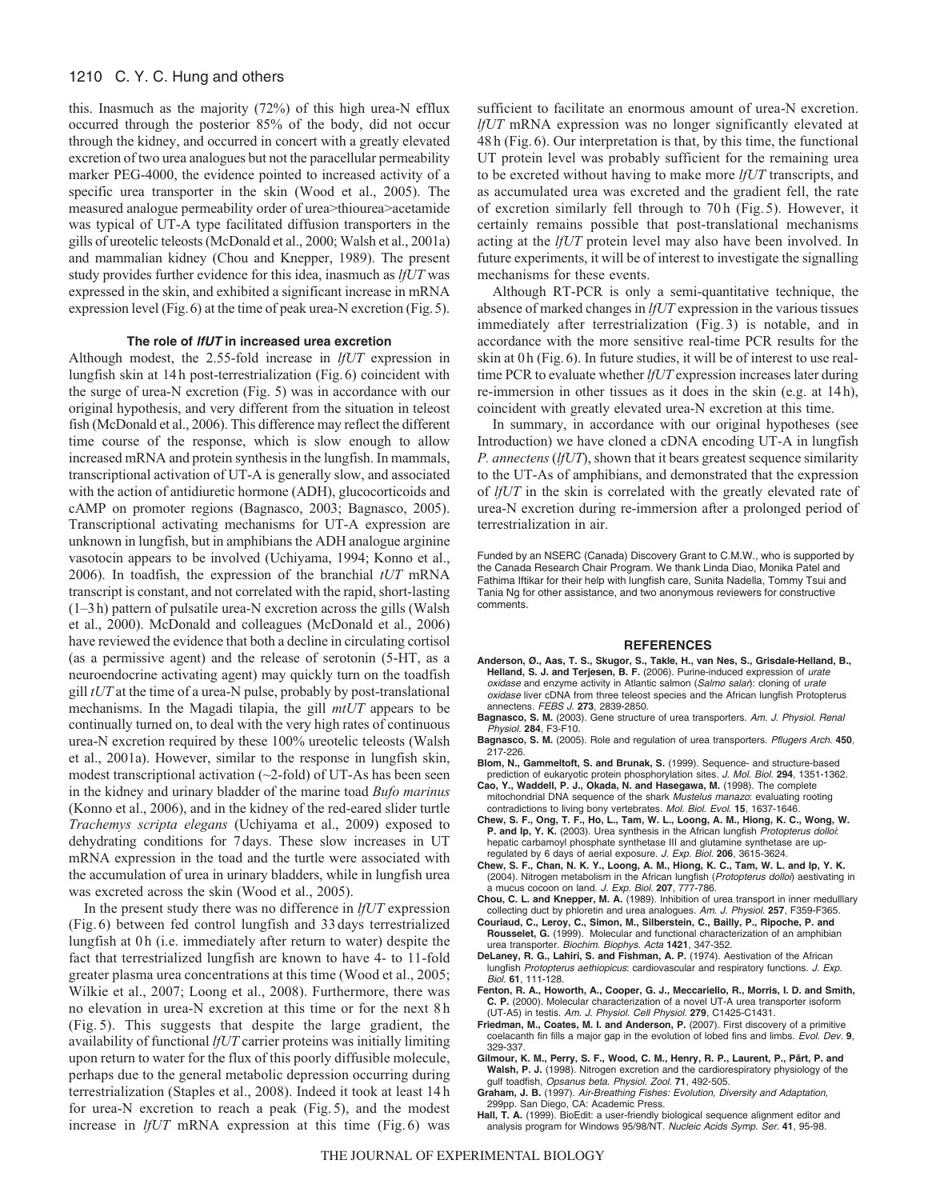this. Inasmuch as the majority (72%) of this high urea-N efflux occurred through the posterior 85% of the body, did not occur through the kidney, and occurred in concert with a greatly elevated excretion of two urea analogues but not the paracellular permeability marker PEG-4000, the evidence pointed to increased activity of a specific urea transporter in the skin (Wood et al., 2005). The measured analogue permeability order of urea>thiourea>acetamide was typical of UT-A type facilitated diffusion transporters in the gills of ureotelic teleosts (McDonald et al., 2000; Walsh et al., 2001a) and mammalian kidney (Chou and Knepper, 1989). The present study provides further evidence for this idea, inasmuch as *lfUT* was expressed in the skin, and exhibited a significant increase in mRNA expression level (Fig. 6) at the time of peak urea-N excretion (Fig. 5).

### The role of *lfUT* in increased urea excretion

Although modest, the 2.55-fold increase in *lfUT* expression in lungfish skin at 14 h post-terrestrialization (Fig. 6) coincident with the surge of urea-N excretion (Fig. 5) was in accordance with our original hypothesis, and very different from the situation in teleost fish (McDonald et al., 2006). This difference may reflect the different time course of the response, which is slow enough to allow increased mRNA and protein synthesis in the lungfish. In mammals, transcriptional activation of UT-A is generally slow, and associated with the action of antidiuretic hormone (ADH), glucocorticoids and cAMP on promoter regions (Bagnasco, 2003; Bagnasco, 2005). Transcriptional activating mechanisms for UT-A expression are unknown in lungfish, but in amphibians the ADH analogue arginine vasotocin appears to be involved (Uchiyama, 1994; Konno et al., 2006). In toadfish, the expression of the branchial *tUT* mRNA transcript is constant, and not correlated with the rapid, short-lasting (1–3 h) pattern of pulsatile urea-N excretion across the gills (Walsh et al., 2000). McDonald and colleagues (McDonald et al., 2006) have reviewed the evidence that both a decline in circulating cortisol (as a permissive agent) and the release of serotonin (5-HT, as a neuroendocrine activating agent) may quickly turn on the toadfish gill *tUT* at the time of a urea-N pulse, probably by post-translational mechanisms. In the Magadi tilapia, the gill *mtUT* appears to be continually turned on, to deal with the very high rates of continuous urea-N excretion required by these 100% ureotelic teleosts (Walsh et al., 2001a). However, similar to the response in lungfish skin, modest transcriptional activation (~2-fold) of UT-As has been seen in the kidney and urinary bladder of the marine toad *Bufo marinus* (Konno et al., 2006), and in the kidney of the red-eared slider turtle *Trachemys scripta elegans* (Uchiyama et al., 2009) exposed to dehydrating conditions for 7 days. These slow increases in UT mRNA expression in the toad and the turtle were associated with the accumulation of urea in urinary bladders, while in lungfish urea was excreted across the skin (Wood et al., 2005).

In the present study there was no difference in *lfUT* expression (Fig. 6) between fed control lungfish and 33 days terrestrialized lungfish at 0 h (i.e. immediately after return to water) despite the fact that terrestrialized lungfish are known to have 4- to 11-fold greater plasma urea concentrations at this time (Wood et al., 2005; Wilkie et al., 2007; Loong et al., 2008). Furthermore, there was no elevation in urea-N excretion at this time or for the next 8 h (Fig. 5). This suggests that despite the large gradient, the availability of functional *lfUT* carrier proteins was initially limiting upon return to water for the flux of this poorly diffusible molecule, perhaps due to the general metabolic depression occurring during terrestrialization (Staples et al., 2008). Indeed it took at least 14 h for urea-N excretion to reach a peak (Fig. 5), and the modest increase in *lfUT* mRNA expression at this time (Fig. 6) was sufficient to facilitate an enormous amount of urea-N excretion. *lfUT* mRNA expression was no longer significantly elevated at 48 h (Fig. 6). Our interpretation is that, by this time, the functional UT protein level was probably sufficient for the remaining urea to be excreted without having to make more *lfUT* transcripts, and as accumulated urea was excreted and the gradient fell, the rate of excretion similarly fell through to 70 h (Fig. 5). However, it certainly remains possible that post-translational mechanisms acting at the *lfUT* protein level may also have been involved. In future experiments, it will be of interest to investigate the signalling mechanisms for these events.

Although RT-PCR is only a semi-quantitative technique, the absence of marked changes in *lfUT* expression in the various tissues immediately after terrestrialization (Fig. 3) is notable, and in accordance with the more sensitive real-time PCR results for the skin at 0 h (Fig. 6). In future studies, it will be of interest to use real-time PCR to evaluate whether *lfUT* expression increases later during re-immersion in other tissues as it does in the skin (e.g. at 14 h), coincident with greatly elevated urea-N excretion at this time.

In summary, in accordance with our original hypotheses (see Introduction) we have cloned a cDNA encoding UT-A in lungfish *P. annectens* (*lfUT*), shown that it bears greatest sequence similarity to the UT-As of amphibians, and demonstrated that the expression of *lfUT* in the skin is correlated with the greatly elevated rate of urea-N excretion during re-immersion after a prolonged period of terrestrialization in air.

Funded by an NSERC (Canada) Discovery Grant to C.M.W., who is supported by the Canada Research Chair Program. We thank Linda Diao, Monika Patel and Fathima Iftikar for their help with lungfish care, Sunita Nadella, Tommy Tsui and Tania Ng for other assistance, and two anonymous reviewers for constructive comments.

## REFERENCES

**Anderson, Ø., Aas, T. S., Skugor, S., Takle, H., van Nes, S., Grisdale-Helland, B., Helland, S. J. and Terjesen, B. F.** (2006). Purine-induced expression of *urate oxidase* and enzyme activity in Atlantic salmon (*Salmo salar*): cloning of *urate oxidase* liver cDNA from three teleost species and the African lungfish Protopterus annectens. *FEBS J.* **273**, 2839-2850.

**Bagnasco, S. M.** (2003). Gene structure of urea transporters. *Am. J. Physiol. Renal Physiol.* **284**, F3-F10.

**Bagnasco, S. M.** (2005). Role and regulation of urea transporters. *Pflugers Arch.* **450**, 217-226.

**Blom, N., Gammeltoft, S. and Brunak, S.** (1999). Sequence- and structure-based prediction of eukaryotic protein phosphorylation sites. *J. Mol. Biol.* **294**, 1351-1362.

**Cao, Y., Waddell, P. J., Okada, N. and Hasegawa, M.** (1998). The complete mitochondrial DNA sequence of the shark *Mustelus manazo*: evaluating rooting contradictions to living bony vertebrates. *Mol. Biol. Evol.* **15**, 1637-1646.

**Chew, S. F., Ong, T. F., Ho, L., Tam, W. L., Loong, A. M., Hiong, K. C., Wong, W. P. and Ip, Y. K.** (2003). Urea synthesis in the African lungfish *Protopterus dolloi*: hepatic carbamoyl phosphate synthetase III and glutamine synthetase are up-regulated by 6 days of aerial exposure. *J. Exp. Biol.* **206**, 3615-3624.

**Chew, S. F., Chan, N. K. Y., Loong, A. M., Hiong, K. C., Tam, W. L. and Ip, Y. K.** (2004). Nitrogen metabolism in the African lungfish (*Protopterus dolloi*) aestivating in a mucus cocoon on land. *J. Exp. Biol.* **207**, 777-786.

**Chou, C. L. and Knepper, M. A.** (1989). Inhibition of urea transport in inner medulllary collecting duct by phloretin and urea analogues. *Am. J. Physiol.* **257**, F359-F365.

**Couriaud, C., Leroy, C., Simon, M., Silberstein, C., Bailly, P., Ripoche, P. and Rousselet, G.** (1999). Molecular and functional characterization of an amphibian urea transporter. *Biochim. Biophys. Acta* **1421**, 347-352.

**DeLaney, R. G., Lahiri, S. and Fishman, A. P.** (1974). Aestivation of the African lungfish *Protopterus aethiopicus*: cardiovascular and respiratory functions. *J. Exp. Biol.* **61**, 111-128.

**Fenton, R. A., Howorth, A., Cooper, G. J., Meccariello, R., Morris, I. D. and Smith, C. P.** (2000). Molecular characterization of a novel UT-A urea transporter isoform (UT-A5) in testis. *Am. J. Physiol. Cell Physiol.* **279**, C1425-C1431.

**Friedman, M., Coates, M. I. and Anderson, P.** (2007). First discovery of a primitive coelacanth fin fills a major gap in the evolution of lobed fins and limbs. *Evol. Dev.* **9**, 329-337.

**Gilmour, K. M., Perry, S. F., Wood, C. M., Henry, R. P., Laurent, P., Pärt, P. and Walsh, P. J.** (1998). Nitrogen excretion and the cardiorespiratory physiology of the gulf toadfish, *Opsanus beta*. *Physiol. Zool.* **71**, 492-505.

**Graham, J. B.** (1997). *Air-Breathing Fishes: Evolution, Diversity and Adaptation*, 299pp. San Diego, CA: Academic Press.

**Hall, T. A.** (1999). BioEdit: a user-friendly biological sequence alignment editor and analysis program for Windows 95/98/NT. *Nucleic Acids Symp. Ser.* **41**, 95-98.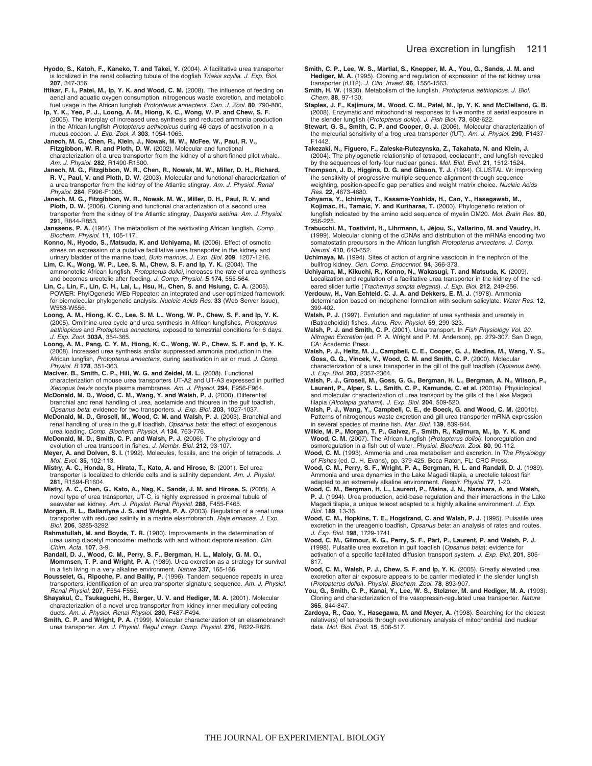**Hyodo, S., Katoh, F., Kaneko, T. and Takei, Y.** (2004). A facilitative urea transporter is localized in the renal collecting tubule of the dogfish *Triakis scyllia*. *J. Exp. Biol.* **207**, 347-356.

**Iftikar, F. I., Patel, M., Ip, Y. K. and Wood, C. M.** (2008). The influence of feeding on aerial and aquatic oxygen consumption, nitrogenous waste excretion, and metabolic fuel usage in the African lungfish *Protopterus annectens*. *Can. J. Zool.* **80**, 790-800.

**Ip, Y. K., Yeo, P. J., Loong, A. M., Hiong, K. C., Wong, W. P. and Chew, S. F.** (2005). The interplay of increased urea synthesis and reduced ammonia production in the African lungfish *Protopterus aethiopicus* during 46 days of aestivation in a mucus cocoon. *J. Exp. Zool. A* **303**, 1054-1065.

**Janech, M. G., Chen, R., Klein, J., Nowak, M. W., McFee, W., Paul, R. V., Fitzgibbon, W. R. and Ploth, D. W.** (2002). Molecular and functional characterization of a urea transporter from the kidney of a short-finned pilot whale. *Am. J. Physiol.* **282**, R1490-R1500.

**Janech, M. G., Fitzgibbon, W. R., Chen, R., Nowak, M. W., Miller, D. H., Richard, R. V., Paul, V. and Ploth, D. W.** (2003). Molecular and functional characterization of a urea transporter from the kidney of the Atlantic stingray. *Am. J. Physiol. Renal Physiol.* **284**, F996-F1005.

**Janech, M. G., Fitzgibbon, W. R., Nowak, M. W., Miller, D. H., Paul, R. V. and Ploth, D. W.** (2006). Cloning and functional characterization of a second urea transporter from the kidney of the Atlantic stingray, *Dasyatis sabina*. *Am. J. Physiol.* **291**, R844-R853.

**Janssens, P. A.** (1964). The metabolism of the aestivating African lungfish. *Comp. Biochem. Physiol.* **11**, 105-117.

**Konno, N., Hyodo, S., Matsuda, K. and Uchiyama, M.** (2006). Effect of osmotic stress on expression of a putative facilitative urea transporter in the kidney and urinary bladder of the marine toad, *Bufo marinus*. *J. Exp. Biol.* **209**, 1207-1216.

**Lim, C. K., Wong, W. P., Lee, S. M., Chew, S. F. and Ip, Y. K.** (2004). The ammonotelic African lungfish, *Protopterus dolloi*, increases the rate of urea synthesis and becomes ureotelic after feeding. *J. Comp. Physiol. B* **174**, 555-564.

**Lin, C., Lin, F., Lin, C. H., Lai, L., Hsu, H., Chen, S. and Hsiung, C. A.** (2005). POWER: PhylOgenetic WEb Repeater: an integrated and user-optimized framework for biomolecular phylogenetic analysis. *Nucleic Acids Res.* **33** (Web Server Issue), W553-W556.

**Loong, A. M., Hiong, K. C., Lee, S. M. L., Wong, W. P., Chew, S. F. and Ip, Y. K.** (2005). Ornithine-urea cycle and urea synthesis in African lungfishes, *Protopterus aethiopicus* and *Protopterus annectens*, exposed to terrestrial conditions for 6 days. *J. Exp. Zool.* **303A**, 354-365.

**Loong, A. M., Pang, C. Y. M., Hiong, K. C., Wong, W. P., Chew, S. F. and Ip, Y. K.** (2008). Increased urea synthesis and/or suppressed ammonia production in the African lungfish, *Protopterus annectens*, during aestivation in air or mud. *J. Comp. Physiol. B* **178**, 351-363.

**MacIver, B., Smith, C. P., Hill, W. G. and Zeidel, M. L.** (2008). Functional characterization of mouse urea transporters UT-A2 and UT-A3 expressed in purified *Xenopus laevis* oocyte plasma membranes. *Am. J. Physiol.* **294**, F956-F964.

**McDonald, M. D., Wood, C. M., Wang, Y. and Walsh, P. J.** (2000). Differential branchial and renal handling of urea, acetamide and thiourea in the gulf toadfish, *Opsanus beta*: evidence for two transporters. *J. Exp. Biol.* **203**, 1027-1037.

**McDonald, M. D., Grosell, M., Wood, C. M. and Walsh, P. J.** (2003). Branchial and renal handling of urea in the gulf toadfish, *Opsanus beta*: the effect of exogenous urea loading. *Comp. Biochem. Physiol. A* **134**, 763-776.

**McDonald, M. D., Smith, C. P. and Walsh, P. J.** (2006). The physiology and evolution of urea transport in fishes. *J. Membr. Biol.* **212**, 93-107.

**Meyer, A. and Dolven, S. I.** (1992). Molecules, fossils, and the origin of tetrapods. *J. Mol. Evol.* **35**, 102-113.

**Mistry, A. C., Honda, S., Hirata, T., Kato, A. and Hirose, S.** (2001). Eel urea transporter is localized to chloride cells and is salinity dependent. *Am. J. Physiol.* **281**, R1594-R1604.

**Mistry, A. C., Chen, G., Kato, A., Nag, K., Sands, J. M. and Hirose, S.** (2005). A novel type of urea transporter, UT-C, is highly expressed in proximal tubule of seawater eel kidney. *Am. J. Physiol. Renal Physiol.* **288**, F455-F465.

**Morgan, R. L., Ballantyne J. S. and Wright, P. A.** (2003). Regulation of a renal urea transporter with reduced salinity in a marine elasmobranch, *Raja erinacea*. *J. Exp. Biol.* **206**, 3285-3292.

**Rahmatullah, M. and Boyde, T. R.** (1980). Improvements in the determination of urea using diacetyl monoxime: methods with and without deproteinisation. *Clin. Chim. Acta.* **107**, 3-9.

**Randall, D. J., Wood, C. M., Perry, S. F., Bergman, H. L., Maloiy, G. M. O., Mommsen, T. P. and Wright, P. A.** (1989). Urea excretion as a strategy for survival in a fish living in a very alkaline environment. *Nature* **337**, 165-166.

**Rousselet, G., Ripoche, P. and Bailly, P.** (1996). Tandem sequence repeats in urea transporters: identification of an urea transporter signature sequence. *Am. J. Physiol. Renal Physiol.* **207**, F554-F555.

**Shayakul, C., Tsukaguchi, H., Berger, U. V. and Hediger, M. A.** (2001). Molecular characterization of a novel urea transporter from kidney inner medullary collecting ducts. *Am. J. Physiol. Renal Physiol.* **280**, F487-F494.

**Smith, C. P. and Wright, P. A.** (1999). Molecular characterization of an elasmobranch urea transporter. *Am. J. Physiol. Regul Integr. Comp. Physiol.* **276**, R622-R626.

**Smith, C. P., Lee, W. S., Martial, S., Knepper, M. A., You, G., Sands, J. M. and Hediger, M. A.** (1995). Cloning and regulation of expression of the rat kidney urea transporter (rUT2). *J. Clin. Invest.* **96**, 1556-1563.

**Smith, H. W.** (1930). Metabolism of the lungfish, *Protopterus aethiopicus*. *J. Biol. Chem.* **88**, 97-130.

**Staples, J. F., Kajimura, M., Wood, C. M., Patel, M., Ip, Y. K. and McClelland, G. B.** (2008). Enzymatic and mitochondrial responses to five months of aerial exposure in the slender lungfish (*Protopterus dolloi*). *J. Fish Biol.* **73**, 608-622.

**Stewart, G. S., Smith, C. P. and Cooper, G. J.** (2006). Molecular characterization of the mercurial sensitivity of a frog urea transporter (fUT). *Am. J. Physiol.* **290**, F1437-F1442.

**Takezaki, N., Figuero, F., Zaleska-Rutczynska, Z., Takahata, N. and Klein, J.** (2004). The phylogenetic relationship of tetrapod, coelacanth, and lungfish revealed by the sequences of forty-four nuclear genes. *Mol. Biol. Evol.* **21**, 1512-1524.

**Thompson, J. D., Higgins, D. G. and Gibson, T. J.** (1994). CLUSTAL W: improving the sensitivity of progressive multiple sequence alignment through sequence weighting, position-specific gap penalties and weight matrix choice. *Nucleic Acids Res.* **22**, 4673-4680.

**Tohyama, Y., Ichimiya, T., Kasama-Yoshida, H., Cao, Y., Hasegawab, M., Kojimac, H., Tamaic, Y. and Kuriharaa, T.** (2000). Phylogenetic relation of lungfish indicated by the amino acid sequence of myelin DM20. *Mol. Brain Res.* **80**, 256-225.

**Trabucchi, M., Tostivint, H., Lihrmann, I., Jéjou, S., Vallarino, M. and Vaudry, H.** (1999). Molecular cloning of the cDNAs and distribution of the mRNAs encoding two somatostatin precursors in the African lungfish *Protopterus annectens*. *J. Comp. Neurol.* **410**, 643-652.

**Uchimaya, M.** (1994). Sites of action of arginine vasotocin in the nephron of the bullfrog kidney. *Gen. Comp. Endocrinol.* **94**, 366-373.

**Uchiyama, M., Kikuchi, R., Konno, N., Wakasugi, T. and Matsuda, K.** (2009). Localization and regulation of a facilitative urea transporter in the kidney of the red-eared slider turtle (*Trachemys scripta elegans*). *J. Exp. Biol.* **212**, 249-256.

**Verdouw, H., Van Echteld, C. J. A. and Dekkers, E. M. J.** (1978). Ammonia determination based on indophenol formation with sodium salicylate. *Water Res.* **12**, 399-402.

**Walsh, P. J.** (1997). Evolution and regulation of urea synthesis and ureotely in (Batrachoidid) fishes. *Annu. Rev. Physiol.* **59**, 299-323.

**Walsh, P. J. and Smith, C. P.** (2001). Urea transport. In *Fish Physiology Vol. 20. Nitrogen Excretion* (ed. P. A. Wright and P. M. Anderson), pp. 279-307. San Diego, CA: Academic Press.

**Walsh, P. J., Heitz, M. J., Campbell, C. E., Cooper, G. J., Medina, M., Wang, Y. S., Goss, G. G., Vincek, V., Wood, C. M. and Smith, C. P.** (2000). Molecular characterization of a urea transporter in the gill of the gulf toadfish (*Opsanus beta*). *J. Exp. Biol.* **203**, 2357-2364.

**Walsh, P. J., Grosell, M., Goss, G. G., Bergman, H. L., Bergman, A. N., Wilson, P., Laurent, P., Alper, S. L., Smith, C. P., Kamunde, C. et al.** (2001a). Physiological and molecular characterization of urea transport by the gills of the Lake Magadi tilapia (*Alcolapia grahami*). *J. Exp. Biol.* **204**, 509-520.

**Walsh, P. J., Wang, Y., Campbell, C. E., de Boeck, G. and Wood, C. M.** (2001b). Patterns of nitrogenous waste excretion and gill urea transporter mRNA expression in several species of marine fish. *Mar. Biol.* **139**, 839-844.

**Wilkie, M. P., Morgan, T. P., Galvez, F., Smith, R., Kajimura, M., Ip, Y. K. and Wood, C. M.** (2007). The African lungfish (*Protopterus dolloi*): Ionoregulation and osmoregulation in a fish out of water. *Physiol. Biochem. Zool.* **80**, 90-112.

**Wood, C. M.** (1993). Ammonia and urea metabolism and excretion. In *The Physiology of Fishes* (ed. D. H. Evans), pp. 379-425. Boca Raton, FL: CRC Press.

**Wood, C. M., Perry, S. F., Wright, P. A., Bergman, H. L. and Randall, D. J.** (1989). Ammonia and urea dynamics in the Lake Magadi tilapia, a ureotelic teleost fish adapted to an extremely alkaline environment. *Respir. Physiol.* **77**, 1-20.

**Wood, C. M., Bergman, H. L., Laurent, P., Maina, J. N., Narahara, A. and Walsh, P. J.** (1994). Urea production, acid-base regulation and their interactions in the Lake Magadi tilapia, a unique teleost adapted to a highly alkaline environment. *J. Exp. Biol.* **189**, 13-36.

**Wood, C. M., Hopkins, T. E., Hogstrand, C. and Walsh, P. J.** (1995). Pulsatile urea excretion in the ureagenic toadfish, *Opsanus beta*: an analysis of rates and routes. *J. Exp. Biol.* **198**, 1729-1741.

**Wood, C. M., Gilmour, K. G., Perry, S. F., Pärt, P., Laurent, P. and Walsh, P. J.** (1998). Pulsatile urea excretion in gulf toadfish (*Opsanus beta*): evidence for activation of a specific facilitated diffusion transport system. *J. Exp. Biol.* **201**, 805-817.

**Wood, C. M., Walsh, P. J., Chew, S. F. and Ip, Y. K.** (2005). Greatly elevated urea excretion after air exposure appears to be carrier mediated in the slender lungfish (*Protopterus dolloi*). *Physiol. Biochem. Zool.* **78**, 893-907.

**You, G., Smith, C. P., Kanai, Y., Lee, W. S., Stelzner, M. and Hediger, M. A.** (1993). Cloning and characterization of the vasopressin-regulated urea transporter. *Nature* **365**, 844-847.

**Zardoya, R., Cao, Y., Hasegawa, M. and Meyer, A.** (1998). Searching for the closest relative(s) of tetrapods through evolutionary analysis of mitochondrial and nuclear data. *Mol. Biol. Evol.* **15**, 506-517.